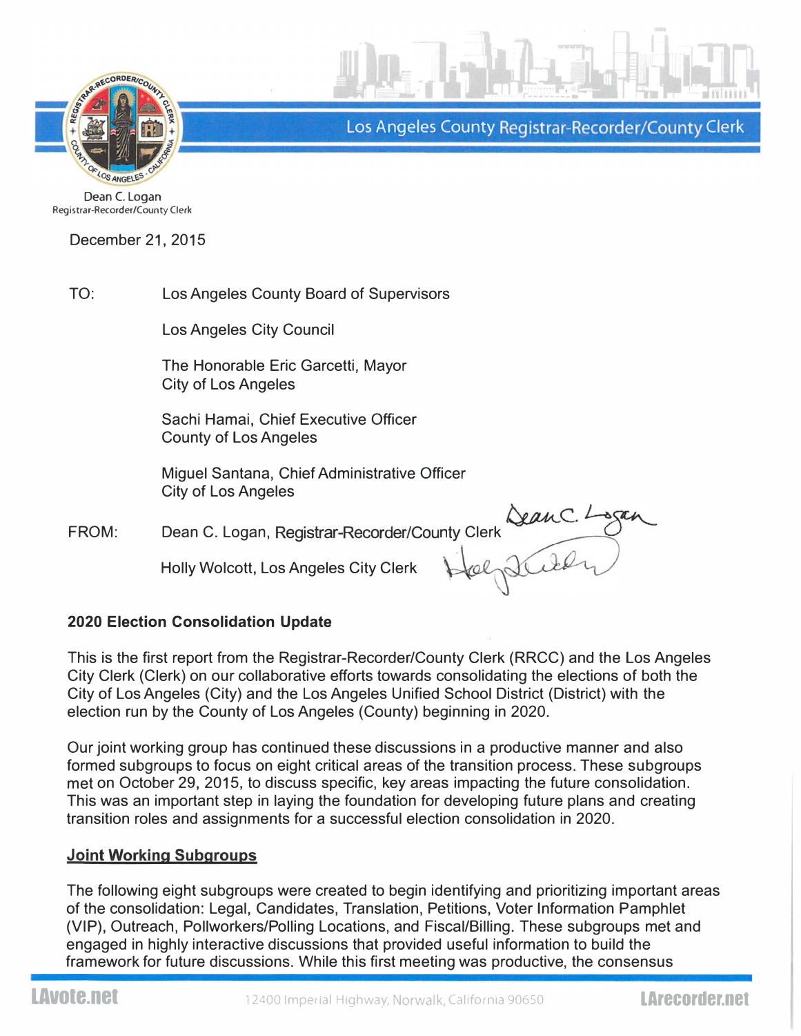Los Angeles County Registrar-Recorder/County Clerk

Dean C. Logan
Registrar-Recorder/County Clerk

December 21, 2015

TO: Los Angeles County Board of Supervisors

Los Angeles City Council

The Honorable Eric Garcetti, Mayor
City of Los Angeles

Sachi Hamai, Chief Executive Officer
County of Los Angeles

Miguel Santana, Chief Administrative Officer
City of Los Angeles

FROM: Dean C. Logan, Registrar-Recorder/County Clerk

Holly Wolcott, Los Angeles City Clerk

**2020 Election Consolidation Update**

This is the first report from the Registrar-Recorder/County Clerk (RRCC) and the Los Angeles City Clerk (Clerk) on our collaborative efforts towards consolidating the elections of both the City of Los Angeles (City) and the Los Angeles Unified School District (District) with the election run by the County of Los Angeles (County) beginning in 2020.

Our joint working group has continued these discussions in a productive manner and also formed subgroups to focus on eight critical areas of the transition process. These subgroups met on October 29, 2015, to discuss specific, key areas impacting the future consolidation. This was an important step in laying the foundation for developing future plans and creating transition roles and assignments for a successful election consolidation in 2020.

**Joint Working Subgroups**

The following eight subgroups were created to begin identifying and prioritizing important areas of the consolidation: Legal, Candidates, Translation, Petitions, Voter Information Pamphlet (VIP), Outreach, Pollworkers/Polling Locations, and Fiscal/Billing. These subgroups met and engaged in highly interactive discussions that provided useful information to build the framework for future discussions. While this first meeting was productive, the consensus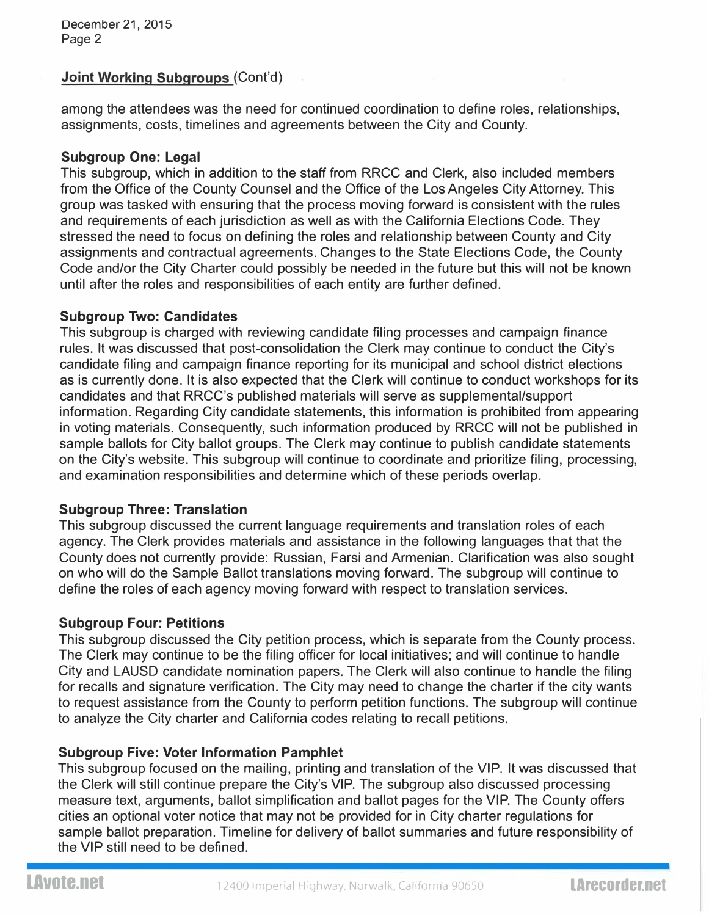## Joint Working Subgroups (Cont'd)

among the attendees was the need for continued coordination to define roles, relationships, assignments, costs, timelines and agreements between the City and County.

### Subgroup One: Legal

This subgroup, which in addition to the staff from RRCC and Clerk, also included members from the Office of the County Counsel and the Office of the Los Angeles City Attorney. This group was tasked with ensuring that the process moving forward is consistent with the rules and requirements of each jurisdiction as well as with the California Elections Code. They stressed the need to focus on defining the roles and relationship between County and City assignments and contractual agreements. Changes to the State Elections Code, the County Code and/or the City Charter could possibly be needed in the future but this will not be known until after the roles and responsibilities of each entity are further defined.

### Subgroup Two: Candidates

This subgroup is charged with reviewing candidate filing processes and campaign finance rules. It was discussed that post-consolidation the Clerk may continue to conduct the City's candidate filing and campaign finance reporting for its municipal and school district elections as is currently done. It is also expected that the Clerk will continue to conduct workshops for its candidates and that RRCC's published materials will serve as supplemental/support information. Regarding City candidate statements, this information is prohibited from appearing in voting materials. Consequently, such information produced by RRCC will not be published in sample ballots for City ballot groups. The Clerk may continue to publish candidate statements on the City's website. This subgroup will continue to coordinate and prioritize filing, processing, and examination responsibilities and determine which of these periods overlap.

### Subgroup Three: Translation

This subgroup discussed the current language requirements and translation roles of each agency. The Clerk provides materials and assistance in the following languages that that the County does not currently provide: Russian, Farsi and Armenian. Clarification was also sought on who will do the Sample Ballot translations moving forward. The subgroup will continue to define the roles of each agency moving forward with respect to translation services.

### Subgroup Four: Petitions

This subgroup discussed the City petition process, which is separate from the County process. The Clerk may continue to be the filing officer for local initiatives; and will continue to handle City and LAUSD candidate nomination papers. The Clerk will also continue to handle the filing for recalls and signature verification. The City may need to change the charter if the city wants to request assistance from the County to perform petition functions. The subgroup will continue to analyze the City charter and California codes relating to recall petitions.

### Subgroup Five: Voter Information Pamphlet

This subgroup focused on the mailing, printing and translation of the VIP. It was discussed that the Clerk will still continue prepare the City's VIP. The subgroup also discussed processing measure text, arguments, ballot simplification and ballot pages for the VIP. The County offers cities an optional voter notice that may not be provided for in City charter regulations for sample ballot preparation. Timeline for delivery of ballot summaries and future responsibility of the VIP still need to be defined.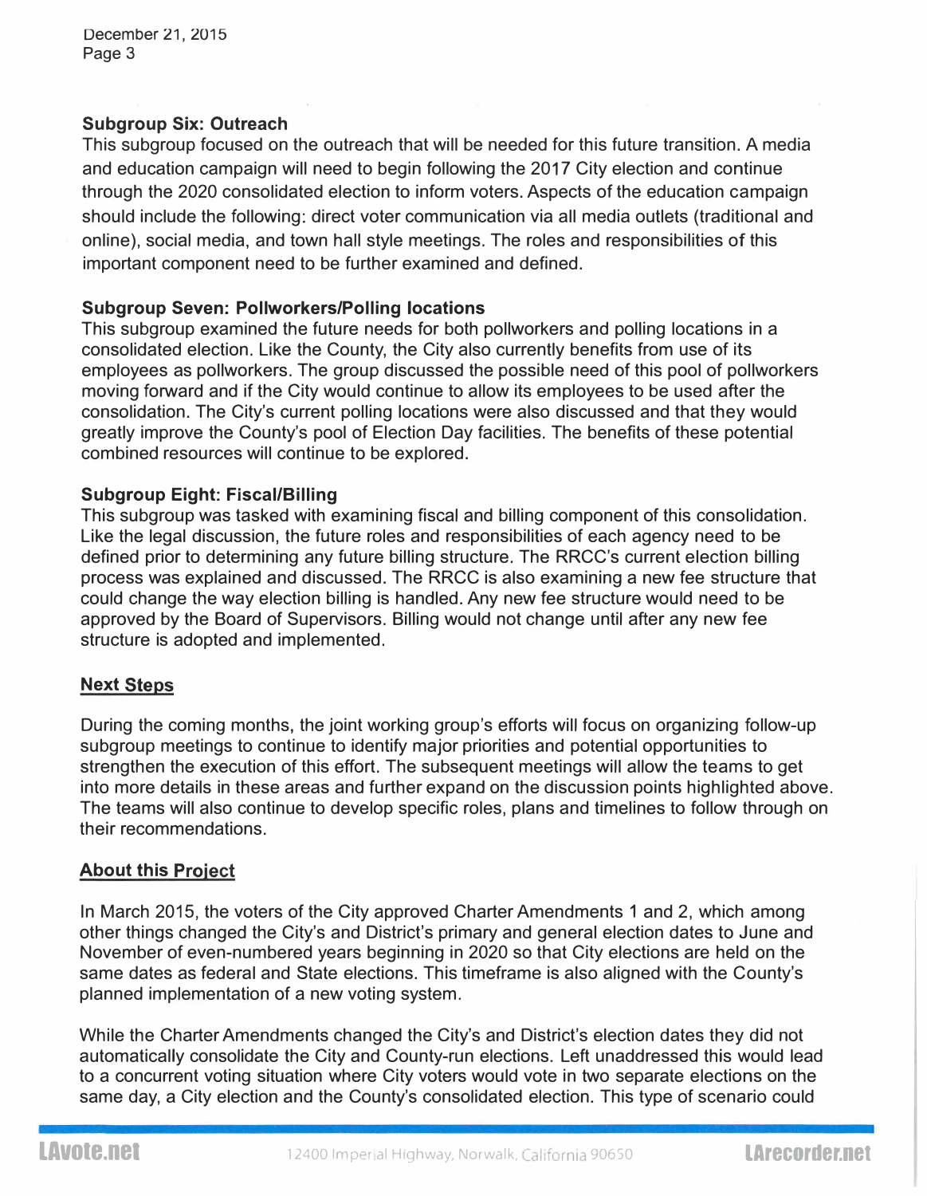### Subgroup Six: Outreach

This subgroup focused on the outreach that will be needed for this future transition. A media and education campaign will need to begin following the 2017 City election and continue through the 2020 consolidated election to inform voters. Aspects of the education campaign should include the following: direct voter communication via all media outlets (traditional and online), social media, and town hall style meetings. The roles and responsibilities of this important component need to be further examined and defined.

### Subgroup Seven: Pollworkers/Polling locations

This subgroup examined the future needs for both pollworkers and polling locations in a consolidated election. Like the County, the City also currently benefits from use of its employees as pollworkers. The group discussed the possible need of this pool of pollworkers moving forward and if the City would continue to allow its employees to be used after the consolidation. The City's current polling locations were also discussed and that they would greatly improve the County's pool of Election Day facilities. The benefits of these potential combined resources will continue to be explored.

### Subgroup Eight: Fiscal/Billing

This subgroup was tasked with examining fiscal and billing component of this consolidation. Like the legal discussion, the future roles and responsibilities of each agency need to be defined prior to determining any future billing structure. The RRCC's current election billing process was explained and discussed. The RRCC is also examining a new fee structure that could change the way election billing is handled. Any new fee structure would need to be approved by the Board of Supervisors. Billing would not change until after any new fee structure is adopted and implemented.

## Next Steps

During the coming months, the joint working group's efforts will focus on organizing follow-up subgroup meetings to continue to identify major priorities and potential opportunities to strengthen the execution of this effort. The subsequent meetings will allow the teams to get into more details in these areas and further expand on the discussion points highlighted above. The teams will also continue to develop specific roles, plans and timelines to follow through on their recommendations.

## About this Project

In March 2015, the voters of the City approved Charter Amendments 1 and 2, which among other things changed the City's and District's primary and general election dates to June and November of even-numbered years beginning in 2020 so that City elections are held on the same dates as federal and State elections. This timeframe is also aligned with the County's planned implementation of a new voting system.

While the Charter Amendments changed the City's and District's election dates they did not automatically consolidate the City and County-run elections. Left unaddressed this would lead to a concurrent voting situation where City voters would vote in two separate elections on the same day, a City election and the County's consolidated election. This type of scenario could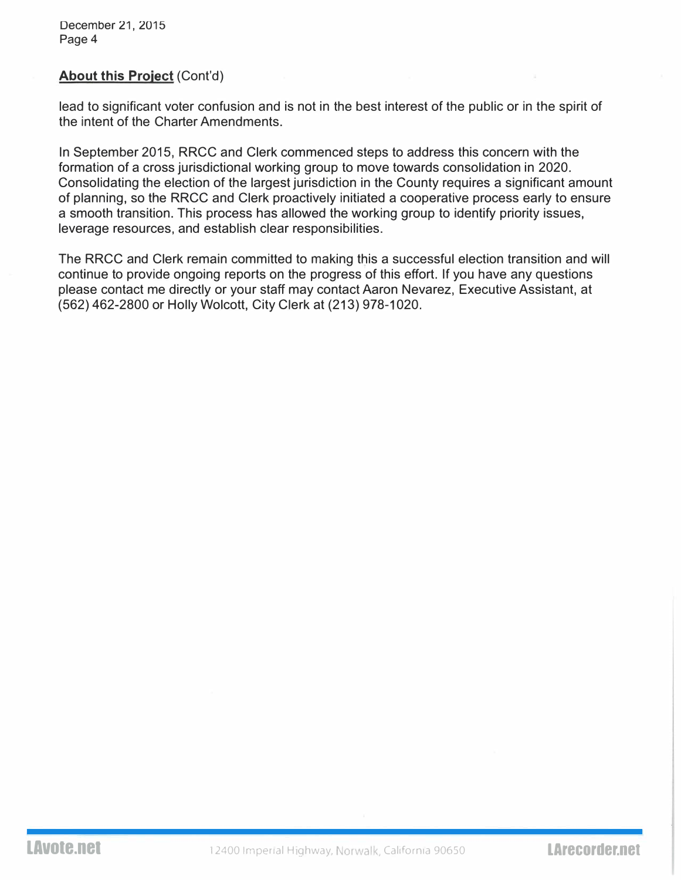**About this Project** (Cont'd)

lead to significant voter confusion and is not in the best interest of the public or in the spirit of the intent of the Charter Amendments.

In September 2015, RRCC and Clerk commenced steps to address this concern with the formation of a cross jurisdictional working group to move towards consolidation in 2020. Consolidating the election of the largest jurisdiction in the County requires a significant amount of planning, so the RRCC and Clerk proactively initiated a cooperative process early to ensure a smooth transition. This process has allowed the working group to identify priority issues, leverage resources, and establish clear responsibilities.

The RRCC and Clerk remain committed to making this a successful election transition and will continue to provide ongoing reports on the progress of this effort. If you have any questions please contact me directly or your staff may contact Aaron Nevarez, Executive Assistant, at (562) 462-2800 or Holly Wolcott, City Clerk at (213) 978-1020.